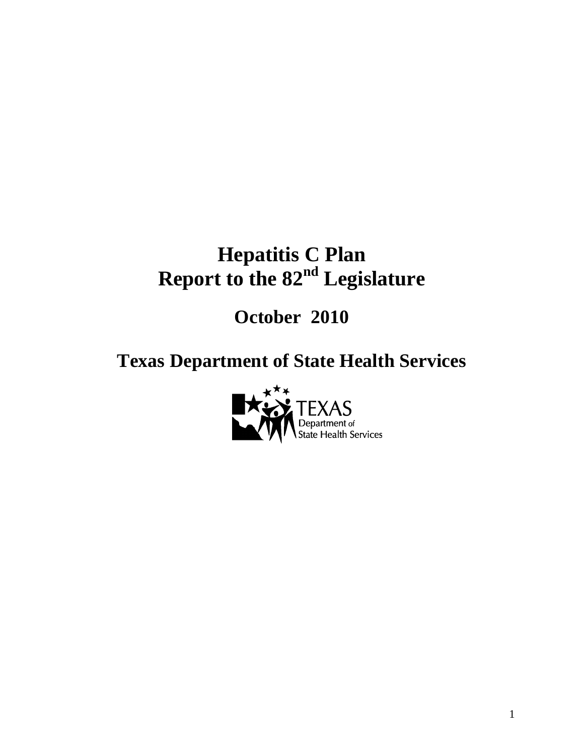# Hepatitis C Plan
# Report to the 82nd Legislature

## October 2010

## Texas Department of State Health Services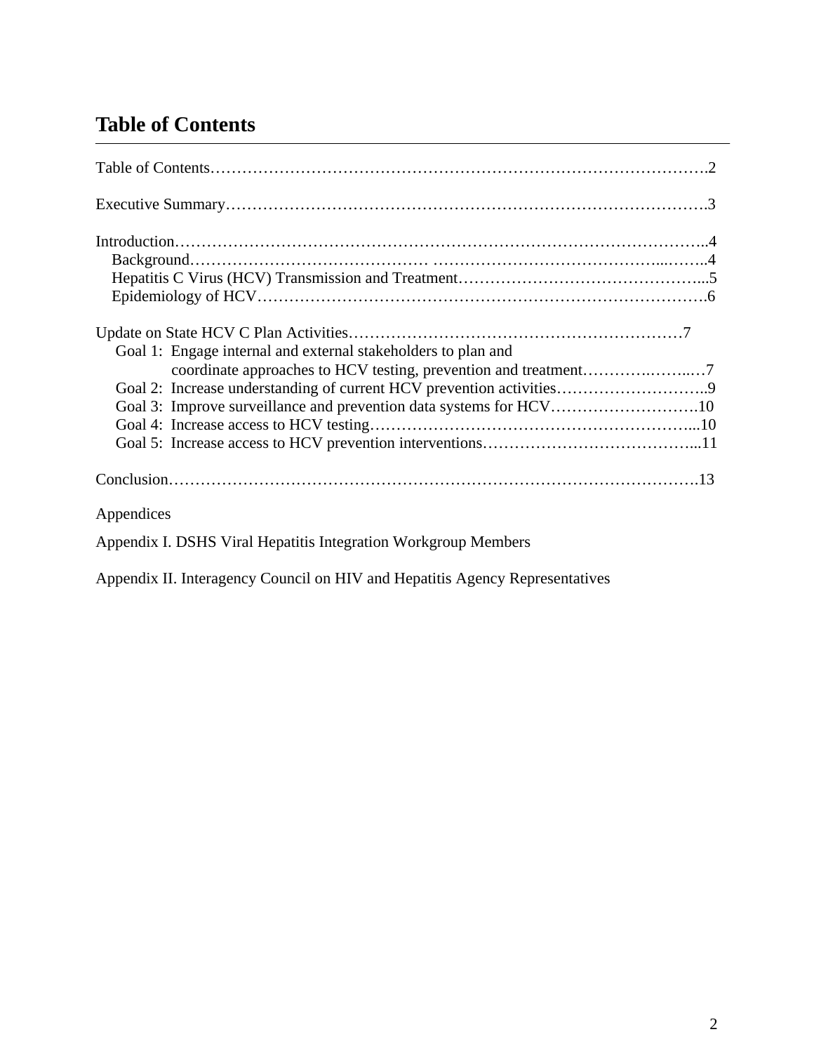# Table of Contents

Table of Contents……………………………………………………………………………….2

Executive Summary…………………………………………………………………………….3

Introduction……………………………………………………………………………………..4
- Background……………………………………… ……………………………………...……..4
- Hepatitis C Virus (HCV) Transmission and Treatment………………………………………...5
- Epidemiology of HCV………………………………………………………………………….6

Update on State HCV C Plan Activities………………………………………………………7
- Goal 1: Engage internal and external stakeholders to plan and coordinate approaches to HCV testing, prevention and treatment………….……..…7
- Goal 2: Increase understanding of current HCV prevention activities………………………..9
- Goal 3: Improve surveillance and prevention data systems for HCV……………………….10
- Goal 4: Increase access to HCV testing……………………………………………………...10
- Goal 5: Increase access to HCV prevention interventions…………………………………...11

Conclusion………………………………………………………………………………………13

Appendices

Appendix I. DSHS Viral Hepatitis Integration Workgroup Members

Appendix II. Interagency Council on HIV and Hepatitis Agency Representatives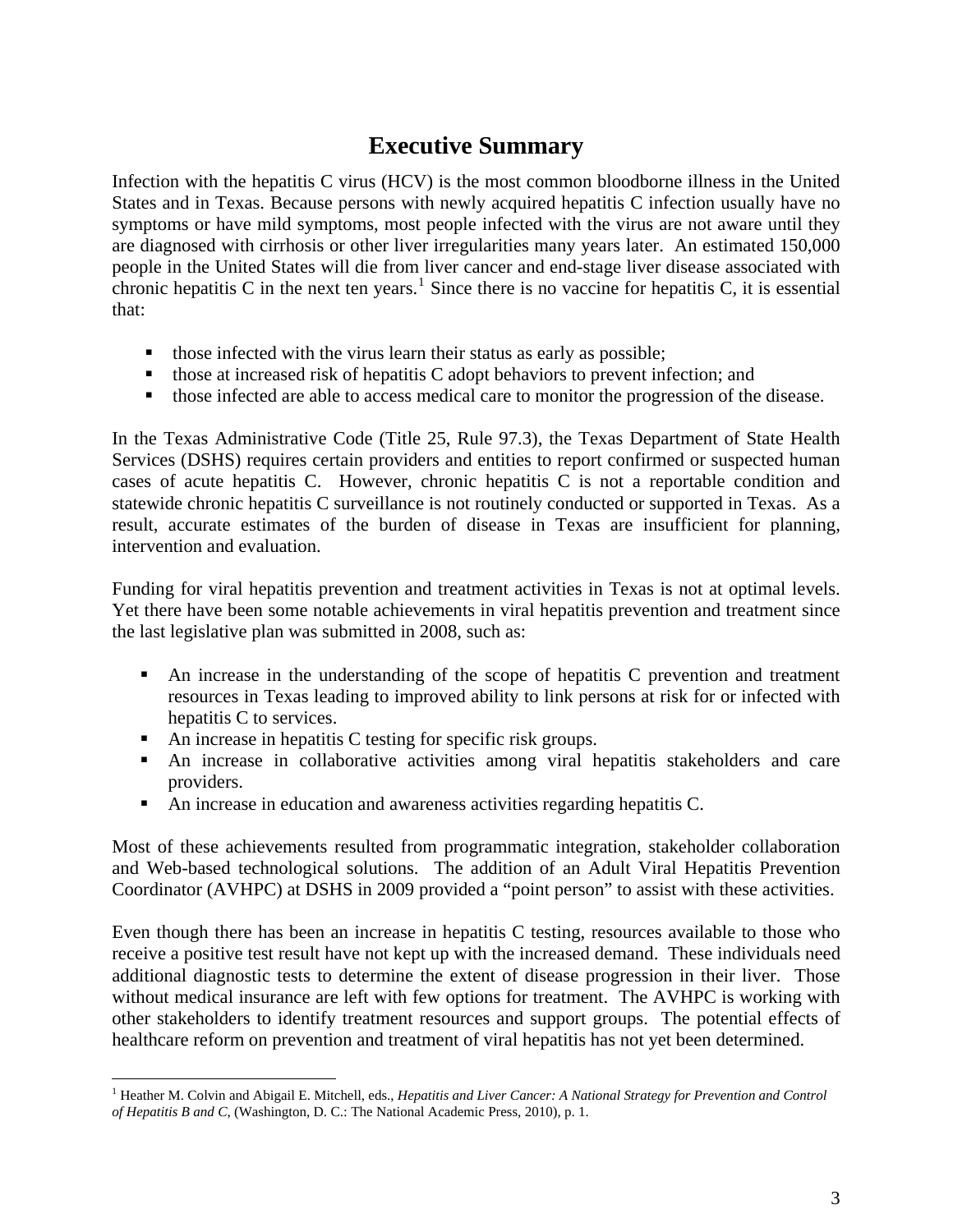# Executive Summary

Infection with the hepatitis C virus (HCV) is the most common bloodborne illness in the United States and in Texas. Because persons with newly acquired hepatitis C infection usually have no symptoms or have mild symptoms, most people infected with the virus are not aware until they are diagnosed with cirrhosis or other liver irregularities many years later. An estimated 150,000 people in the United States will die from liver cancer and end-stage liver disease associated with chronic hepatitis C in the next ten years.[1] Since there is no vaccine for hepatitis C, it is essential that:

- those infected with the virus learn their status as early as possible;
- those at increased risk of hepatitis C adopt behaviors to prevent infection; and
- those infected are able to access medical care to monitor the progression of the disease.

In the Texas Administrative Code (Title 25, Rule 97.3), the Texas Department of State Health Services (DSHS) requires certain providers and entities to report confirmed or suspected human cases of acute hepatitis C. However, chronic hepatitis C is not a reportable condition and statewide chronic hepatitis C surveillance is not routinely conducted or supported in Texas. As a result, accurate estimates of the burden of disease in Texas are insufficient for planning, intervention and evaluation.

Funding for viral hepatitis prevention and treatment activities in Texas is not at optimal levels. Yet there have been some notable achievements in viral hepatitis prevention and treatment since the last legislative plan was submitted in 2008, such as:

- An increase in the understanding of the scope of hepatitis C prevention and treatment resources in Texas leading to improved ability to link persons at risk for or infected with hepatitis C to services.
- An increase in hepatitis C testing for specific risk groups.
- An increase in collaborative activities among viral hepatitis stakeholders and care providers.
- An increase in education and awareness activities regarding hepatitis C.

Most of these achievements resulted from programmatic integration, stakeholder collaboration and Web-based technological solutions. The addition of an Adult Viral Hepatitis Prevention Coordinator (AVHPC) at DSHS in 2009 provided a "point person" to assist with these activities.

Even though there has been an increase in hepatitis C testing, resources available to those who receive a positive test result have not kept up with the increased demand. These individuals need additional diagnostic tests to determine the extent of disease progression in their liver. Those without medical insurance are left with few options for treatment. The AVHPC is working with other stakeholders to identify treatment resources and support groups. The potential effects of healthcare reform on prevention and treatment of viral hepatitis has not yet been determined.

---

[1] Heather M. Colvin and Abigail E. Mitchell, eds., *Hepatitis and Liver Cancer: A National Strategy for Prevention and Control of Hepatitis B and C*, (Washington, D. C.: The National Academic Press, 2010), p. 1.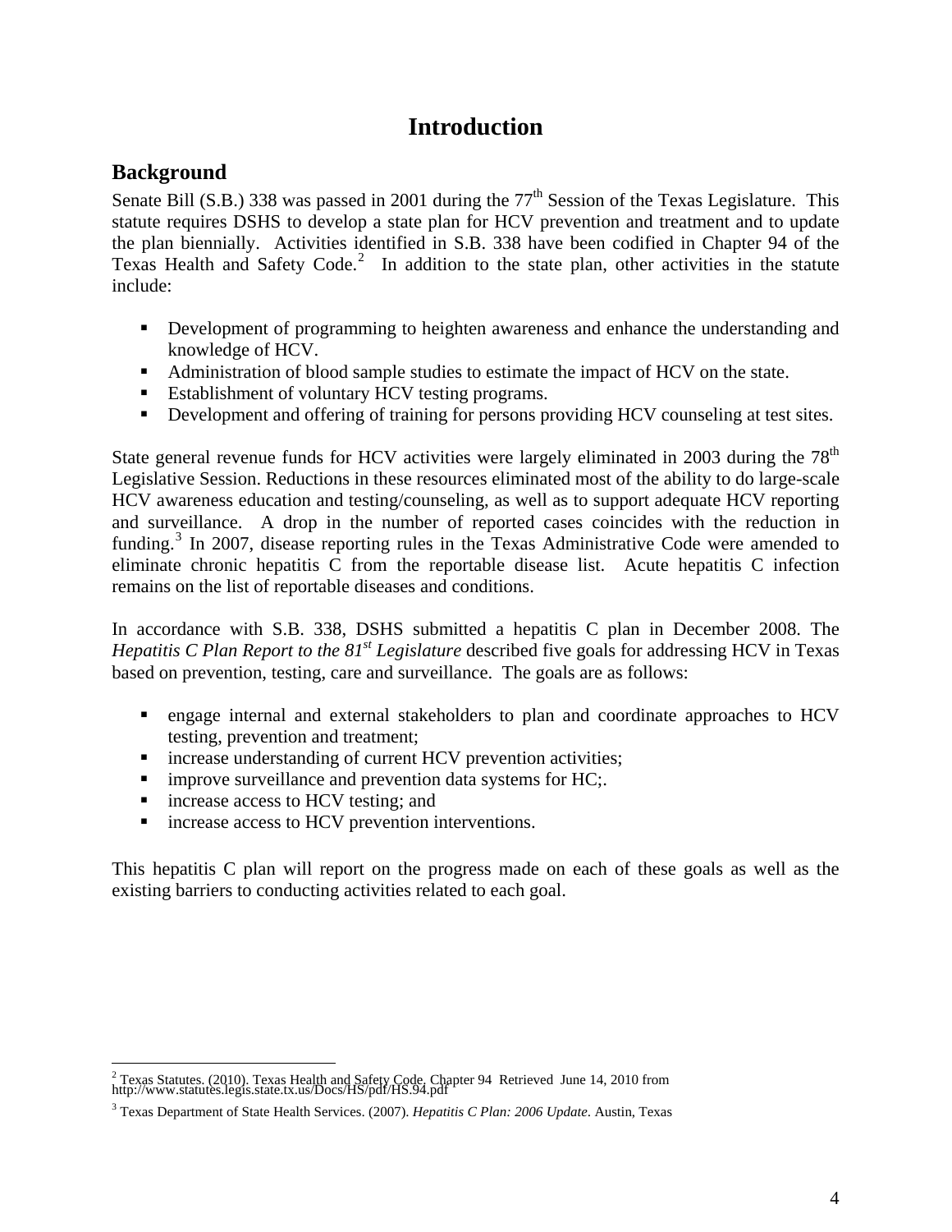# Introduction

## Background

Senate Bill (S.B.) 338 was passed in 2001 during the 77th Session of the Texas Legislature. This statute requires DSHS to develop a state plan for HCV prevention and treatment and to update the plan biennially. Activities identified in S.B. 338 have been codified in Chapter 94 of the Texas Health and Safety Code.[2] In addition to the state plan, other activities in the statute include:

- Development of programming to heighten awareness and enhance the understanding and knowledge of HCV.
- Administration of blood sample studies to estimate the impact of HCV on the state.
- Establishment of voluntary HCV testing programs.
- Development and offering of training for persons providing HCV counseling at test sites.

State general revenue funds for HCV activities were largely eliminated in 2003 during the 78th Legislative Session. Reductions in these resources eliminated most of the ability to do large-scale HCV awareness education and testing/counseling, as well as to support adequate HCV reporting and surveillance. A drop in the number of reported cases coincides with the reduction in funding.[3] In 2007, disease reporting rules in the Texas Administrative Code were amended to eliminate chronic hepatitis C from the reportable disease list. Acute hepatitis C infection remains on the list of reportable diseases and conditions.

In accordance with S.B. 338, DSHS submitted a hepatitis C plan in December 2008. The *Hepatitis C Plan Report to the 81st Legislature* described five goals for addressing HCV in Texas based on prevention, testing, care and surveillance. The goals are as follows:

- engage internal and external stakeholders to plan and coordinate approaches to HCV testing, prevention and treatment;
- increase understanding of current HCV prevention activities;
- improve surveillance and prevention data systems for HC;.
- increase access to HCV testing; and
- increase access to HCV prevention interventions.

This hepatitis C plan will report on the progress made on each of these goals as well as the existing barriers to conducting activities related to each goal.

---

[2] Texas Statutes. (2010). Texas Health and Safety Code, Chapter 94 Retrieved June 14, 2010 from http://www.statutes.legis.state.tx.us/Docs/HS/pdf/HS.94.pdf

[3] Texas Department of State Health Services. (2007). *Hepatitis C Plan: 2006 Update*. Austin, Texas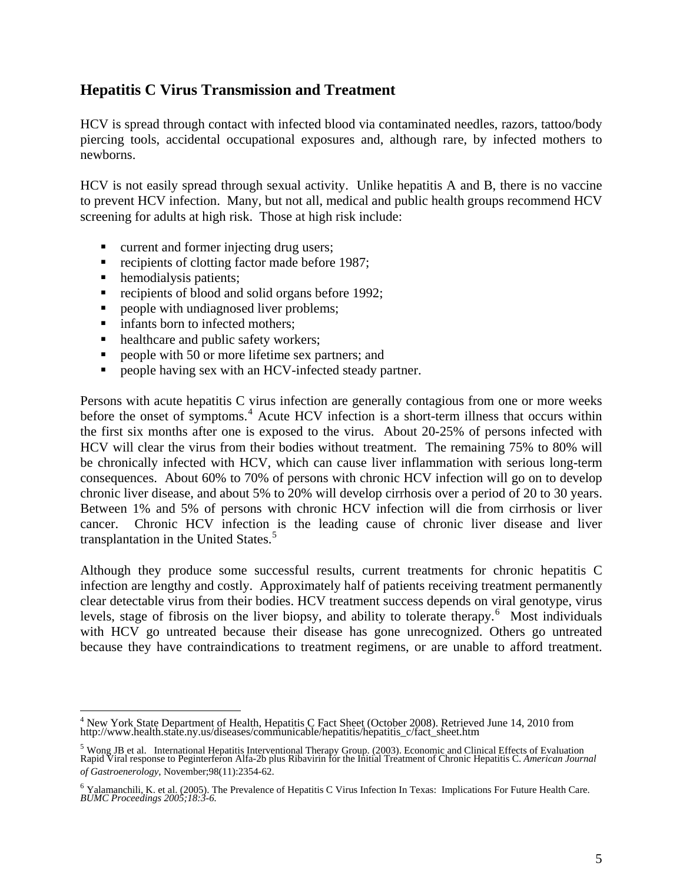## Hepatitis C Virus Transmission and Treatment

HCV is spread through contact with infected blood via contaminated needles, razors, tattoo/body piercing tools, accidental occupational exposures and, although rare, by infected mothers to newborns.

HCV is not easily spread through sexual activity. Unlike hepatitis A and B, there is no vaccine to prevent HCV infection. Many, but not all, medical and public health groups recommend HCV screening for adults at high risk. Those at high risk include:

- current and former injecting drug users;
- recipients of clotting factor made before 1987;
- hemodialysis patients;
- recipients of blood and solid organs before 1992;
- people with undiagnosed liver problems;
- infants born to infected mothers;
- healthcare and public safety workers;
- people with 50 or more lifetime sex partners; and
- people having sex with an HCV-infected steady partner.

Persons with acute hepatitis C virus infection are generally contagious from one or more weeks before the onset of symptoms.[4] Acute HCV infection is a short-term illness that occurs within the first six months after one is exposed to the virus. About 20-25% of persons infected with HCV will clear the virus from their bodies without treatment. The remaining 75% to 80% will be chronically infected with HCV, which can cause liver inflammation with serious long-term consequences. About 60% to 70% of persons with chronic HCV infection will go on to develop chronic liver disease, and about 5% to 20% will develop cirrhosis over a period of 20 to 30 years. Between 1% and 5% of persons with chronic HCV infection will die from cirrhosis or liver cancer. Chronic HCV infection is the leading cause of chronic liver disease and liver transplantation in the United States.[5]

Although they produce some successful results, current treatments for chronic hepatitis C infection are lengthy and costly. Approximately half of patients receiving treatment permanently clear detectable virus from their bodies. HCV treatment success depends on viral genotype, virus levels, stage of fibrosis on the liver biopsy, and ability to tolerate therapy.[6] Most individuals with HCV go untreated because their disease has gone unrecognized. Others go untreated because they have contraindications to treatment regimens, or are unable to afford treatment.

---

[4] New York State Department of Health, Hepatitis C Fact Sheet (October 2008). Retrieved June 14, 2010 from http://www.health.state.ny.us/diseases/communicable/hepatitis/hepatitis_c/fact_sheet.htm

[5] Wong JB et al. International Hepatitis Interventional Therapy Group. (2003). Economic and Clinical Effects of Evaluation Rapid Viral response to Peginterferon Alfa-2b plus Ribavirin for the Initial Treatment of Chronic Hepatitis C. *American Journal of Gastroenerology*, November;98(11):2354-62.

[6] Yalamanchili, K. et al. (2005). The Prevalence of Hepatitis C Virus Infection In Texas: Implications For Future Health Care. *BUMC Proceedings 2005;18:3-6.*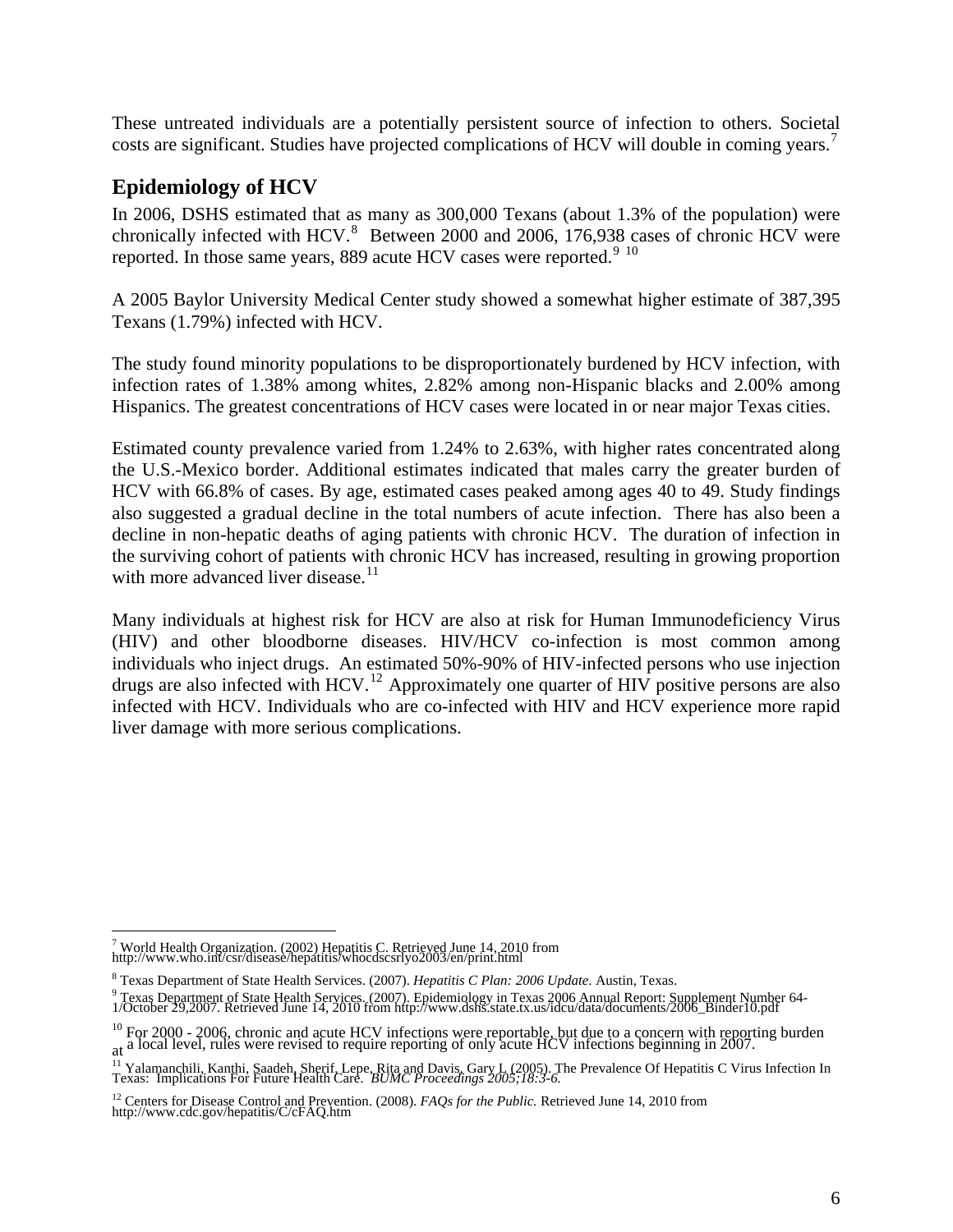These untreated individuals are a potentially persistent source of infection to others. Societal costs are significant. Studies have projected complications of HCV will double in coming years.[7]

## Epidemiology of HCV

In 2006, DSHS estimated that as many as 300,000 Texans (about 1.3% of the population) were chronically infected with HCV.[8] Between 2000 and 2006, 176,938 cases of chronic HCV were reported. In those same years, 889 acute HCV cases were reported.[9] [10]

A 2005 Baylor University Medical Center study showed a somewhat higher estimate of 387,395 Texans (1.79%) infected with HCV.

The study found minority populations to be disproportionately burdened by HCV infection, with infection rates of 1.38% among whites, 2.82% among non-Hispanic blacks and 2.00% among Hispanics. The greatest concentrations of HCV cases were located in or near major Texas cities.

Estimated county prevalence varied from 1.24% to 2.63%, with higher rates concentrated along the U.S.-Mexico border. Additional estimates indicated that males carry the greater burden of HCV with 66.8% of cases. By age, estimated cases peaked among ages 40 to 49. Study findings also suggested a gradual decline in the total numbers of acute infection. There has also been a decline in non-hepatic deaths of aging patients with chronic HCV. The duration of infection in the surviving cohort of patients with chronic HCV has increased, resulting in growing proportion with more advanced liver disease.[11]

Many individuals at highest risk for HCV are also at risk for Human Immunodeficiency Virus (HIV) and other bloodborne diseases. HIV/HCV co-infection is most common among individuals who inject drugs. An estimated 50%-90% of HIV-infected persons who use injection drugs are also infected with HCV.[12] Approximately one quarter of HIV positive persons are also infected with HCV. Individuals who are co-infected with HIV and HCV experience more rapid liver damage with more serious complications.

---

[7] World Health Organization. (2002) Hepatitis C. Retrieved June 14, 2010 from http://www.who.int/csr/disease/hepatitis/whocdscsrlyo2003/en/print.html

[8] Texas Department of State Health Services. (2007). *Hepatitis C Plan: 2006 Update.* Austin, Texas.

[9] Texas Department of State Health Services. (2007). Epidemiology in Texas 2006 Annual Report: Supplement Number 64-1/October 29,2007. Retrieved June 14, 2010 from http://www.dshs.state.tx.us/idcu/data/documents/2006_Binder10.pdf

[10] For 2000 - 2006, chronic and acute HCV infections were reportable, but due to a concern with reporting burden at a local level, rules were revised to require reporting of only acute HCV infections beginning in 2007.

[11] Yalamanchili, Kanthi, Saadeh, Sherif, Lepe, Rita and Davis, Gary L (2005). The Prevalence Of Hepatitis C Virus Infection In Texas: Implications For Future Health Care. *BUMC Proceedings 2005;18:3-6.*

[12] Centers for Disease Control and Prevention. (2008). *FAQs for the Public.* Retrieved June 14, 2010 from http://www.cdc.gov/hepatitis/C/cFAQ.htm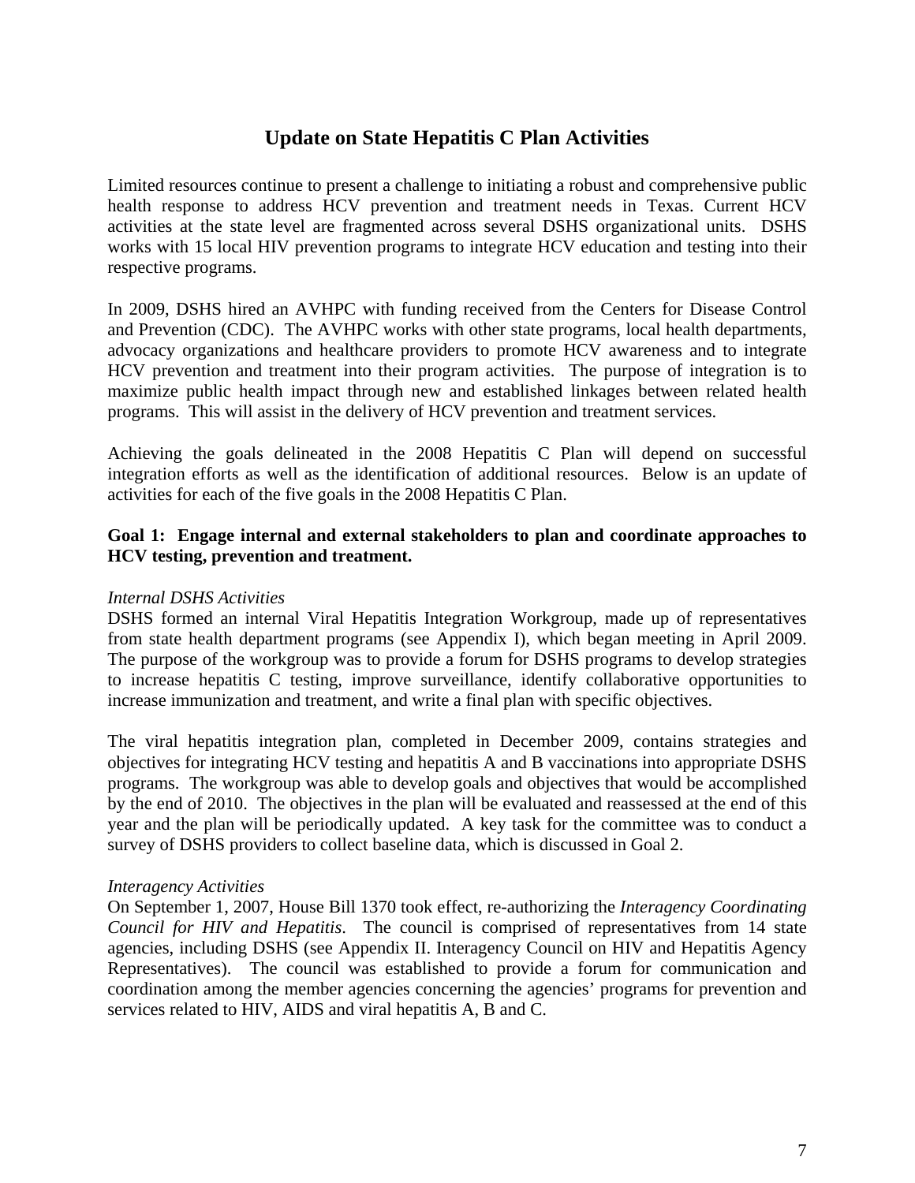# Update on State Hepatitis C Plan Activities

Limited resources continue to present a challenge to initiating a robust and comprehensive public health response to address HCV prevention and treatment needs in Texas. Current HCV activities at the state level are fragmented across several DSHS organizational units. DSHS works with 15 local HIV prevention programs to integrate HCV education and testing into their respective programs.

In 2009, DSHS hired an AVHPC with funding received from the Centers for Disease Control and Prevention (CDC). The AVHPC works with other state programs, local health departments, advocacy organizations and healthcare providers to promote HCV awareness and to integrate HCV prevention and treatment into their program activities. The purpose of integration is to maximize public health impact through new and established linkages between related health programs. This will assist in the delivery of HCV prevention and treatment services.

Achieving the goals delineated in the 2008 Hepatitis C Plan will depend on successful integration efforts as well as the identification of additional resources. Below is an update of activities for each of the five goals in the 2008 Hepatitis C Plan.

**Goal 1: Engage internal and external stakeholders to plan and coordinate approaches to HCV testing, prevention and treatment.**

*Internal DSHS Activities*
DSHS formed an internal Viral Hepatitis Integration Workgroup, made up of representatives from state health department programs (see Appendix I), which began meeting in April 2009. The purpose of the workgroup was to provide a forum for DSHS programs to develop strategies to increase hepatitis C testing, improve surveillance, identify collaborative opportunities to increase immunization and treatment, and write a final plan with specific objectives.

The viral hepatitis integration plan, completed in December 2009, contains strategies and objectives for integrating HCV testing and hepatitis A and B vaccinations into appropriate DSHS programs. The workgroup was able to develop goals and objectives that would be accomplished by the end of 2010. The objectives in the plan will be evaluated and reassessed at the end of this year and the plan will be periodically updated. A key task for the committee was to conduct a survey of DSHS providers to collect baseline data, which is discussed in Goal 2.

*Interagency Activities*
On September 1, 2007, House Bill 1370 took effect, re-authorizing the *Interagency Coordinating Council for HIV and Hepatitis*. The council is comprised of representatives from 14 state agencies, including DSHS (see Appendix II. Interagency Council on HIV and Hepatitis Agency Representatives). The council was established to provide a forum for communication and coordination among the member agencies concerning the agencies' programs for prevention and services related to HIV, AIDS and viral hepatitis A, B and C.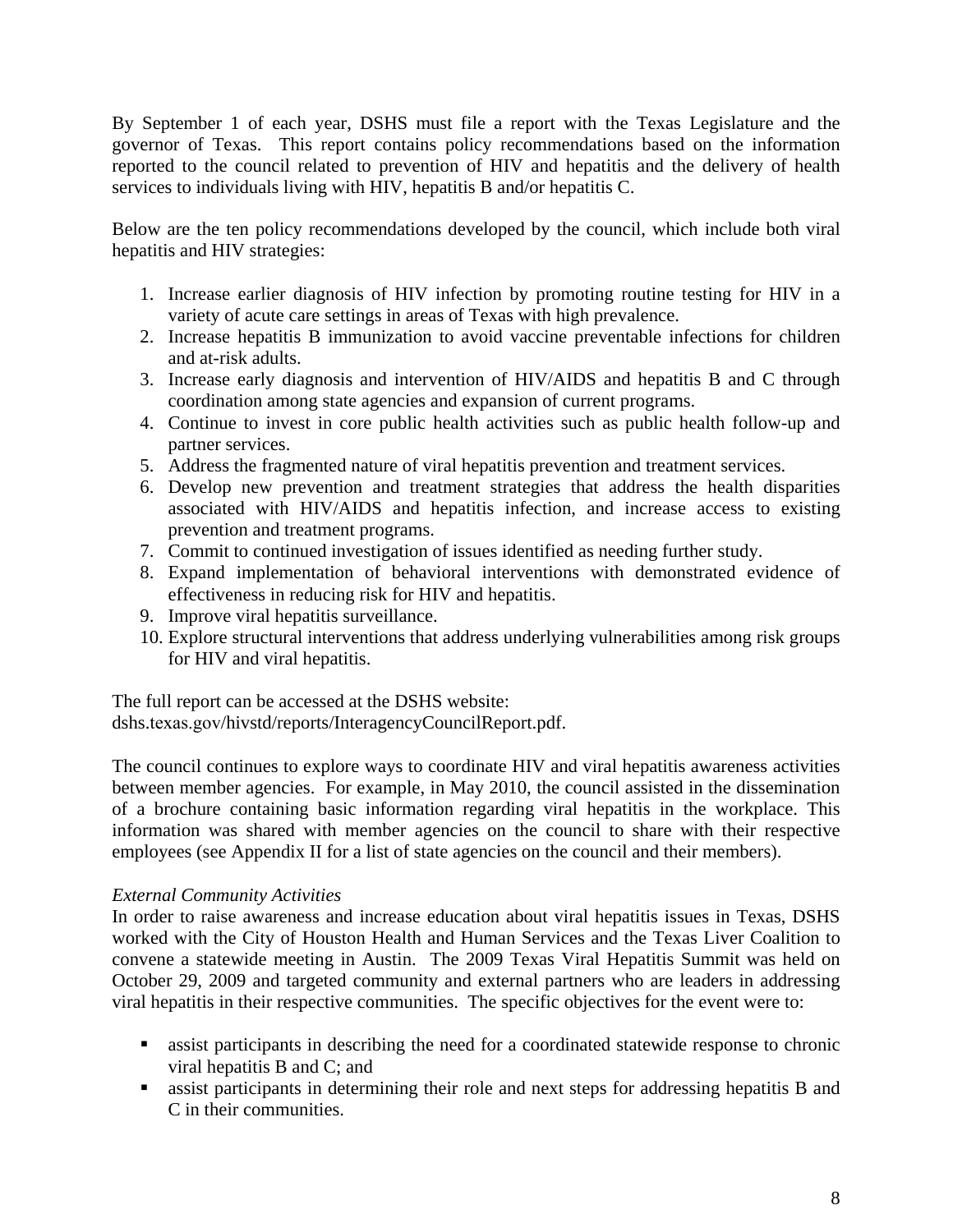By September 1 of each year, DSHS must file a report with the Texas Legislature and the governor of Texas. This report contains policy recommendations based on the information reported to the council related to prevention of HIV and hepatitis and the delivery of health services to individuals living with HIV, hepatitis B and/or hepatitis C.

Below are the ten policy recommendations developed by the council, which include both viral hepatitis and HIV strategies:

1. Increase earlier diagnosis of HIV infection by promoting routine testing for HIV in a variety of acute care settings in areas of Texas with high prevalence.
2. Increase hepatitis B immunization to avoid vaccine preventable infections for children and at-risk adults.
3. Increase early diagnosis and intervention of HIV/AIDS and hepatitis B and C through coordination among state agencies and expansion of current programs.
4. Continue to invest in core public health activities such as public health follow-up and partner services.
5. Address the fragmented nature of viral hepatitis prevention and treatment services.
6. Develop new prevention and treatment strategies that address the health disparities associated with HIV/AIDS and hepatitis infection, and increase access to existing prevention and treatment programs.
7. Commit to continued investigation of issues identified as needing further study.
8. Expand implementation of behavioral interventions with demonstrated evidence of effectiveness in reducing risk for HIV and hepatitis.
9. Improve viral hepatitis surveillance.
10. Explore structural interventions that address underlying vulnerabilities among risk groups for HIV and viral hepatitis.

The full report can be accessed at the DSHS website:
dshs.texas.gov/hivstd/reports/InteragencyCouncilReport.pdf.

The council continues to explore ways to coordinate HIV and viral hepatitis awareness activities between member agencies. For example, in May 2010, the council assisted in the dissemination of a brochure containing basic information regarding viral hepatitis in the workplace. This information was shared with member agencies on the council to share with their respective employees (see Appendix II for a list of state agencies on the council and their members).

*External Community Activities*

In order to raise awareness and increase education about viral hepatitis issues in Texas, DSHS worked with the City of Houston Health and Human Services and the Texas Liver Coalition to convene a statewide meeting in Austin. The 2009 Texas Viral Hepatitis Summit was held on October 29, 2009 and targeted community and external partners who are leaders in addressing viral hepatitis in their respective communities. The specific objectives for the event were to:

- assist participants in describing the need for a coordinated statewide response to chronic viral hepatitis B and C; and
- assist participants in determining their role and next steps for addressing hepatitis B and C in their communities.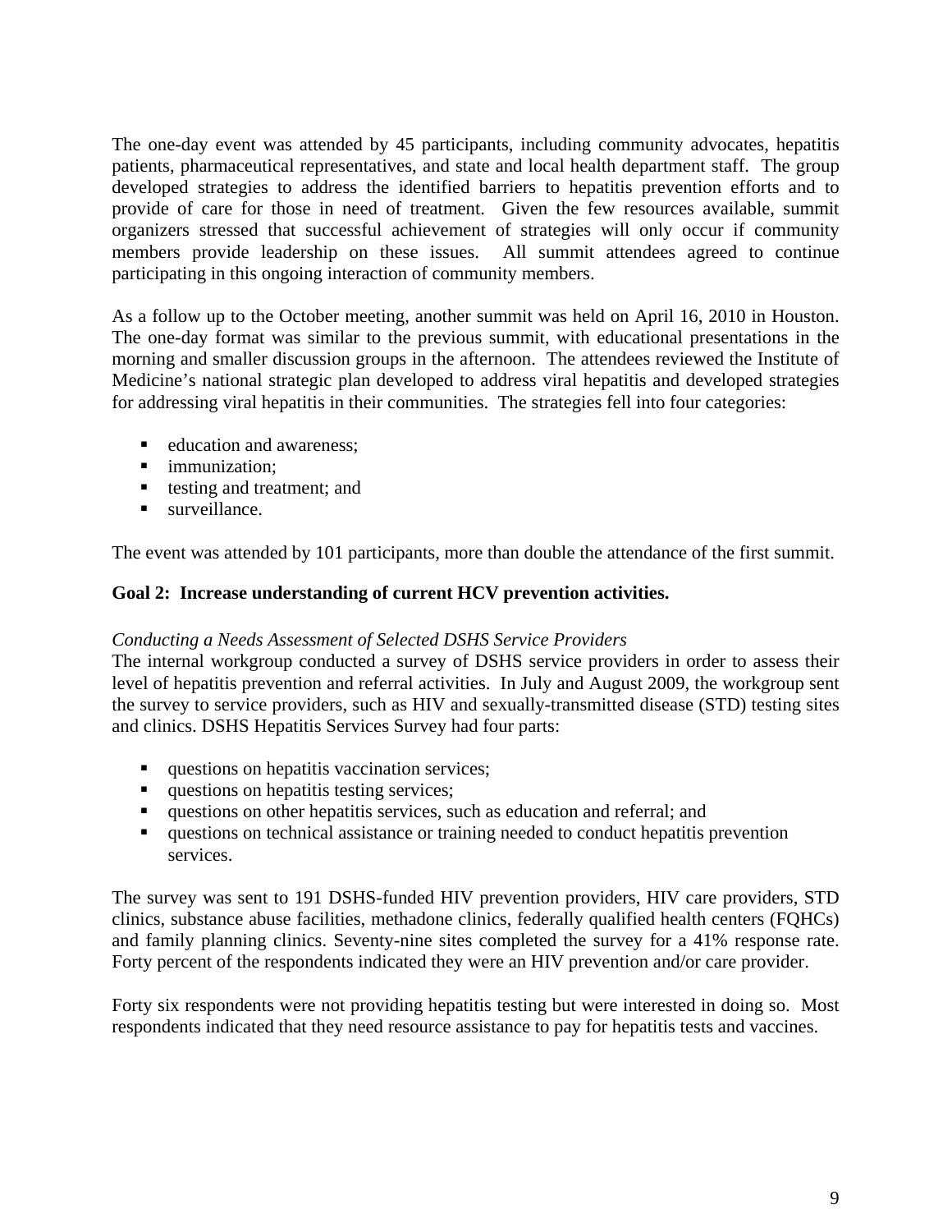The one-day event was attended by 45 participants, including community advocates, hepatitis patients, pharmaceutical representatives, and state and local health department staff. The group developed strategies to address the identified barriers to hepatitis prevention efforts and to provide of care for those in need of treatment. Given the few resources available, summit organizers stressed that successful achievement of strategies will only occur if community members provide leadership on these issues. All summit attendees agreed to continue participating in this ongoing interaction of community members.

As a follow up to the October meeting, another summit was held on April 16, 2010 in Houston. The one-day format was similar to the previous summit, with educational presentations in the morning and smaller discussion groups in the afternoon. The attendees reviewed the Institute of Medicine's national strategic plan developed to address viral hepatitis and developed strategies for addressing viral hepatitis in their communities. The strategies fell into four categories:

- education and awareness;
- immunization;
- testing and treatment; and
- surveillance.

The event was attended by 101 participants, more than double the attendance of the first summit.

**Goal 2: Increase understanding of current HCV prevention activities.**

*Conducting a Needs Assessment of Selected DSHS Service Providers*

The internal workgroup conducted a survey of DSHS service providers in order to assess their level of hepatitis prevention and referral activities. In July and August 2009, the workgroup sent the survey to service providers, such as HIV and sexually-transmitted disease (STD) testing sites and clinics. DSHS Hepatitis Services Survey had four parts:

- questions on hepatitis vaccination services;
- questions on hepatitis testing services;
- questions on other hepatitis services, such as education and referral; and
- questions on technical assistance or training needed to conduct hepatitis prevention services.

The survey was sent to 191 DSHS-funded HIV prevention providers, HIV care providers, STD clinics, substance abuse facilities, methadone clinics, federally qualified health centers (FQHCs) and family planning clinics. Seventy-nine sites completed the survey for a 41% response rate. Forty percent of the respondents indicated they were an HIV prevention and/or care provider.

Forty six respondents were not providing hepatitis testing but were interested in doing so. Most respondents indicated that they need resource assistance to pay for hepatitis tests and vaccines.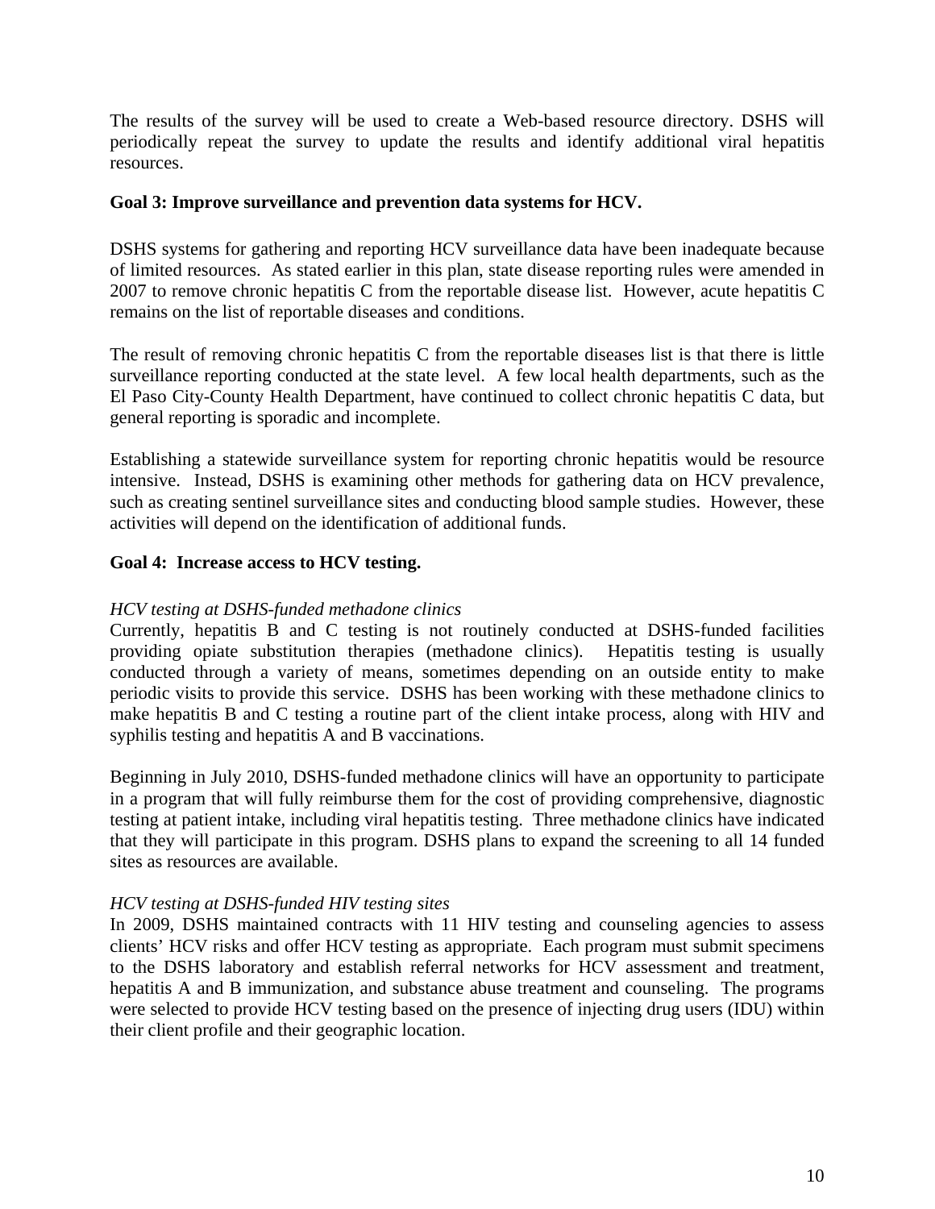The results of the survey will be used to create a Web-based resource directory. DSHS will periodically repeat the survey to update the results and identify additional viral hepatitis resources.

**Goal 3: Improve surveillance and prevention data systems for HCV.**

DSHS systems for gathering and reporting HCV surveillance data have been inadequate because of limited resources. As stated earlier in this plan, state disease reporting rules were amended in 2007 to remove chronic hepatitis C from the reportable disease list. However, acute hepatitis C remains on the list of reportable diseases and conditions.

The result of removing chronic hepatitis C from the reportable diseases list is that there is little surveillance reporting conducted at the state level. A few local health departments, such as the El Paso City-County Health Department, have continued to collect chronic hepatitis C data, but general reporting is sporadic and incomplete.

Establishing a statewide surveillance system for reporting chronic hepatitis would be resource intensive. Instead, DSHS is examining other methods for gathering data on HCV prevalence, such as creating sentinel surveillance sites and conducting blood sample studies. However, these activities will depend on the identification of additional funds.

**Goal 4: Increase access to HCV testing.**

*HCV testing at DSHS-funded methadone clinics*

Currently, hepatitis B and C testing is not routinely conducted at DSHS-funded facilities providing opiate substitution therapies (methadone clinics). Hepatitis testing is usually conducted through a variety of means, sometimes depending on an outside entity to make periodic visits to provide this service. DSHS has been working with these methadone clinics to make hepatitis B and C testing a routine part of the client intake process, along with HIV and syphilis testing and hepatitis A and B vaccinations.

Beginning in July 2010, DSHS-funded methadone clinics will have an opportunity to participate in a program that will fully reimburse them for the cost of providing comprehensive, diagnostic testing at patient intake, including viral hepatitis testing. Three methadone clinics have indicated that they will participate in this program. DSHS plans to expand the screening to all 14 funded sites as resources are available.

*HCV testing at DSHS-funded HIV testing sites*

In 2009, DSHS maintained contracts with 11 HIV testing and counseling agencies to assess clients' HCV risks and offer HCV testing as appropriate. Each program must submit specimens to the DSHS laboratory and establish referral networks for HCV assessment and treatment, hepatitis A and B immunization, and substance abuse treatment and counseling. The programs were selected to provide HCV testing based on the presence of injecting drug users (IDU) within their client profile and their geographic location.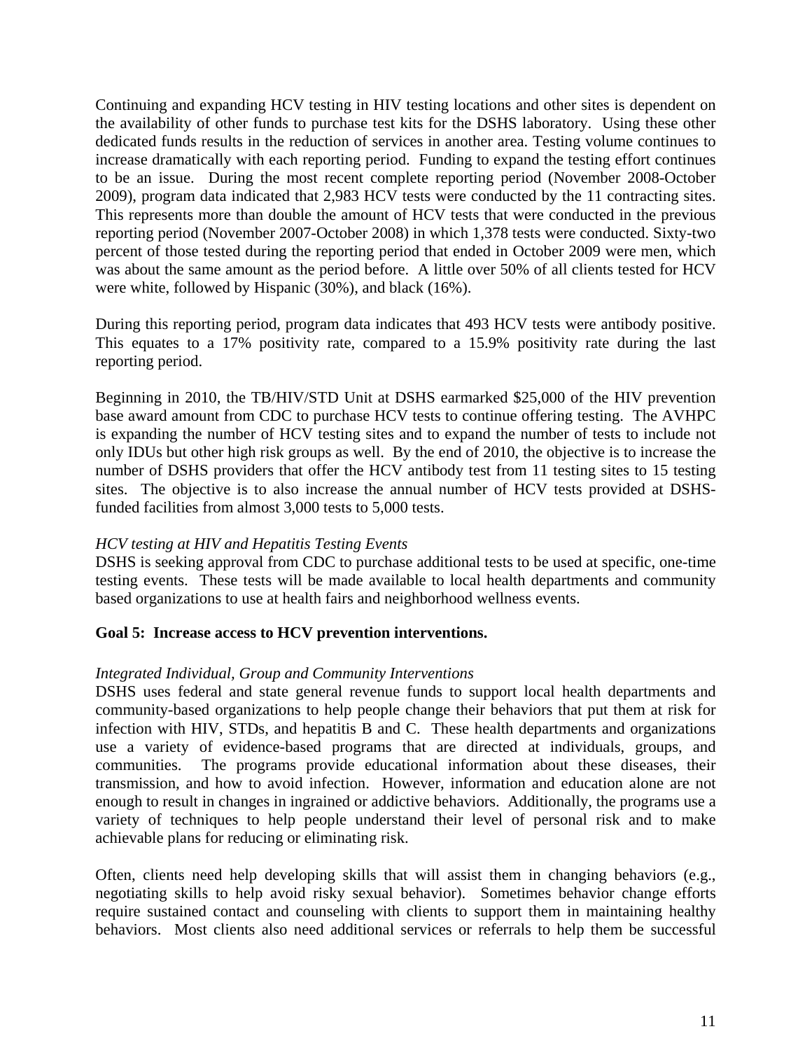Continuing and expanding HCV testing in HIV testing locations and other sites is dependent on the availability of other funds to purchase test kits for the DSHS laboratory. Using these other dedicated funds results in the reduction of services in another area. Testing volume continues to increase dramatically with each reporting period. Funding to expand the testing effort continues to be an issue. During the most recent complete reporting period (November 2008-October 2009), program data indicated that 2,983 HCV tests were conducted by the 11 contracting sites. This represents more than double the amount of HCV tests that were conducted in the previous reporting period (November 2007-October 2008) in which 1,378 tests were conducted. Sixty-two percent of those tested during the reporting period that ended in October 2009 were men, which was about the same amount as the period before. A little over 50% of all clients tested for HCV were white, followed by Hispanic (30%), and black (16%).

During this reporting period, program data indicates that 493 HCV tests were antibody positive. This equates to a 17% positivity rate, compared to a 15.9% positivity rate during the last reporting period.

Beginning in 2010, the TB/HIV/STD Unit at DSHS earmarked $25,000 of the HIV prevention base award amount from CDC to purchase HCV tests to continue offering testing. The AVHPC is expanding the number of HCV testing sites and to expand the number of tests to include not only IDUs but other high risk groups as well. By the end of 2010, the objective is to increase the number of DSHS providers that offer the HCV antibody test from 11 testing sites to 15 testing sites. The objective is to also increase the annual number of HCV tests provided at DSHS-funded facilities from almost 3,000 tests to 5,000 tests.

*HCV testing at HIV and Hepatitis Testing Events*

DSHS is seeking approval from CDC to purchase additional tests to be used at specific, one-time testing events. These tests will be made available to local health departments and community based organizations to use at health fairs and neighborhood wellness events.

**Goal 5: Increase access to HCV prevention interventions.**

*Integrated Individual, Group and Community Interventions*

DSHS uses federal and state general revenue funds to support local health departments and community-based organizations to help people change their behaviors that put them at risk for infection with HIV, STDs, and hepatitis B and C. These health departments and organizations use a variety of evidence-based programs that are directed at individuals, groups, and communities. The programs provide educational information about these diseases, their transmission, and how to avoid infection. However, information and education alone are not enough to result in changes in ingrained or addictive behaviors. Additionally, the programs use a variety of techniques to help people understand their level of personal risk and to make achievable plans for reducing or eliminating risk.

Often, clients need help developing skills that will assist them in changing behaviors (e.g., negotiating skills to help avoid risky sexual behavior). Sometimes behavior change efforts require sustained contact and counseling with clients to support them in maintaining healthy behaviors. Most clients also need additional services or referrals to help them be successful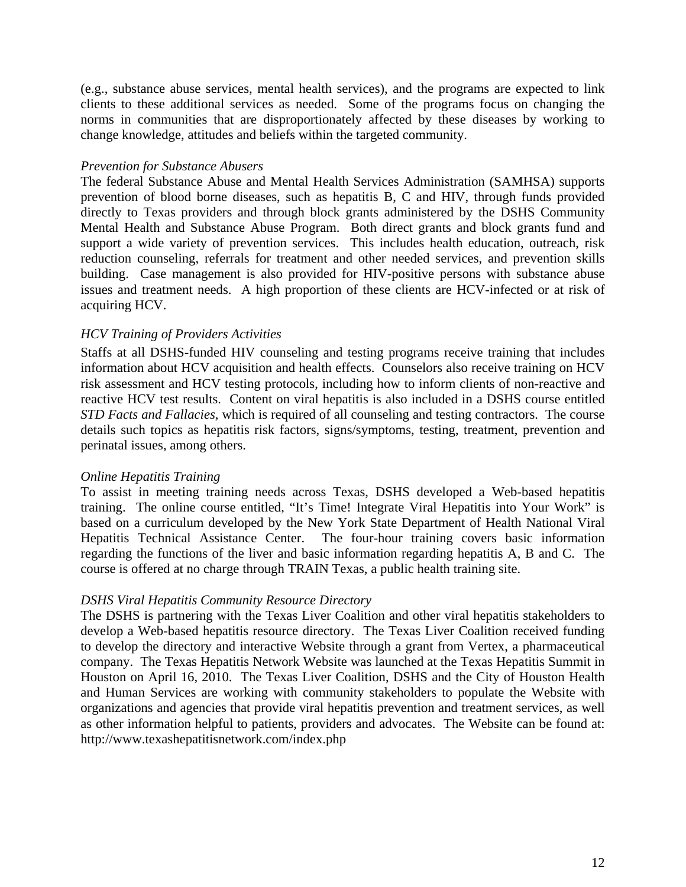(e.g., substance abuse services, mental health services), and the programs are expected to link clients to these additional services as needed. Some of the programs focus on changing the norms in communities that are disproportionately affected by these diseases by working to change knowledge, attitudes and beliefs within the targeted community.

*Prevention for Substance Abusers*

The federal Substance Abuse and Mental Health Services Administration (SAMHSA) supports prevention of blood borne diseases, such as hepatitis B, C and HIV, through funds provided directly to Texas providers and through block grants administered by the DSHS Community Mental Health and Substance Abuse Program. Both direct grants and block grants fund and support a wide variety of prevention services. This includes health education, outreach, risk reduction counseling, referrals for treatment and other needed services, and prevention skills building. Case management is also provided for HIV-positive persons with substance abuse issues and treatment needs. A high proportion of these clients are HCV-infected or at risk of acquiring HCV.

*HCV Training of Providers Activities*

Staffs at all DSHS-funded HIV counseling and testing programs receive training that includes information about HCV acquisition and health effects. Counselors also receive training on HCV risk assessment and HCV testing protocols, including how to inform clients of non-reactive and reactive HCV test results. Content on viral hepatitis is also included in a DSHS course entitled *STD Facts and Fallacies*, which is required of all counseling and testing contractors. The course details such topics as hepatitis risk factors, signs/symptoms, testing, treatment, prevention and perinatal issues, among others.

*Online Hepatitis Training*

To assist in meeting training needs across Texas, DSHS developed a Web-based hepatitis training. The online course entitled, "It's Time! Integrate Viral Hepatitis into Your Work" is based on a curriculum developed by the New York State Department of Health National Viral Hepatitis Technical Assistance Center. The four-hour training covers basic information regarding the functions of the liver and basic information regarding hepatitis A, B and C. The course is offered at no charge through TRAIN Texas, a public health training site.

*DSHS Viral Hepatitis Community Resource Directory*

The DSHS is partnering with the Texas Liver Coalition and other viral hepatitis stakeholders to develop a Web-based hepatitis resource directory. The Texas Liver Coalition received funding to develop the directory and interactive Website through a grant from Vertex, a pharmaceutical company. The Texas Hepatitis Network Website was launched at the Texas Hepatitis Summit in Houston on April 16, 2010. The Texas Liver Coalition, DSHS and the City of Houston Health and Human Services are working with community stakeholders to populate the Website with organizations and agencies that provide viral hepatitis prevention and treatment services, as well as other information helpful to patients, providers and advocates. The Website can be found at: http://www.texashepatitisnetwork.com/index.php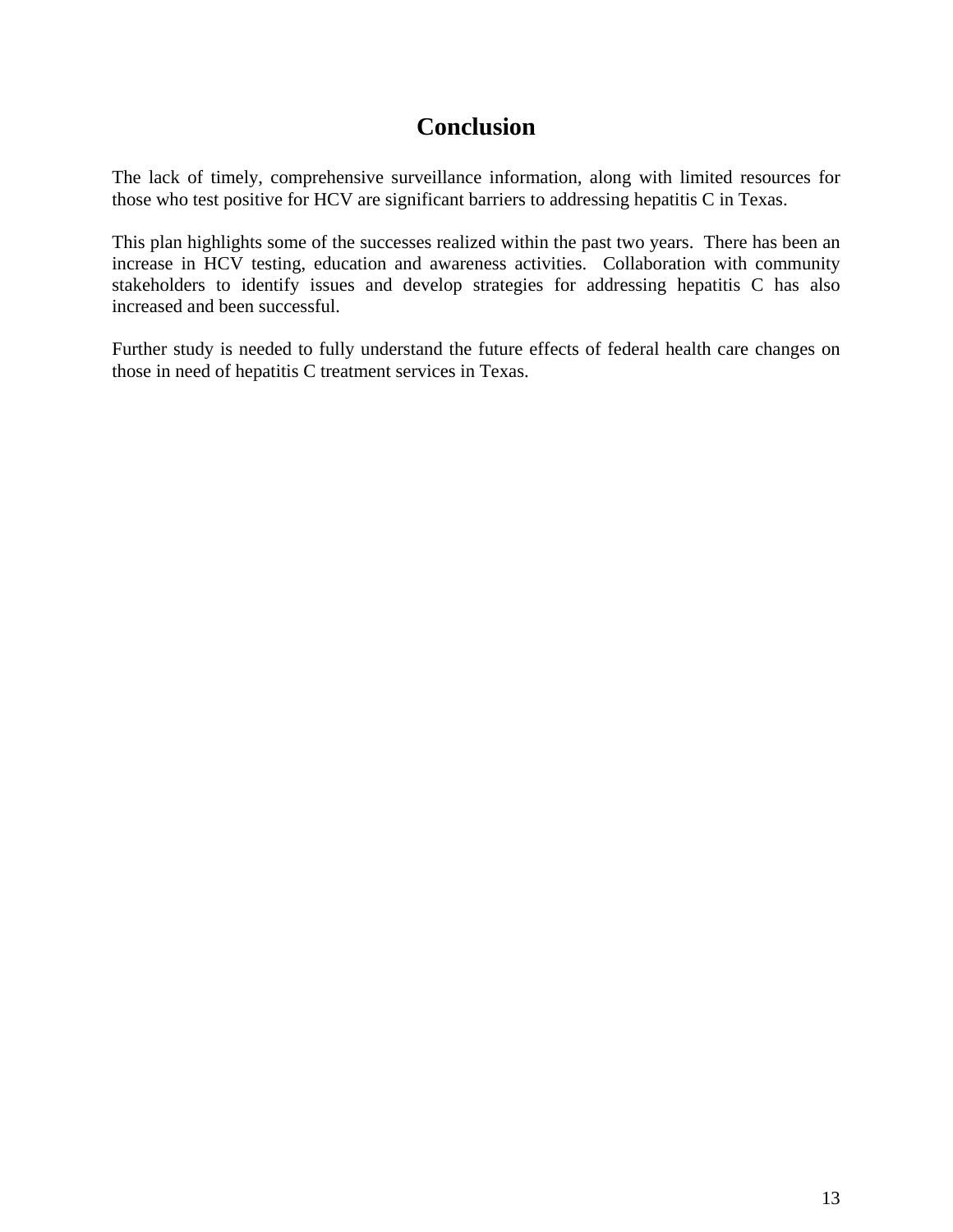# Conclusion

The lack of timely, comprehensive surveillance information, along with limited resources for those who test positive for HCV are significant barriers to addressing hepatitis C in Texas.

This plan highlights some of the successes realized within the past two years. There has been an increase in HCV testing, education and awareness activities. Collaboration with community stakeholders to identify issues and develop strategies for addressing hepatitis C has also increased and been successful.

Further study is needed to fully understand the future effects of federal health care changes on those in need of hepatitis C treatment services in Texas.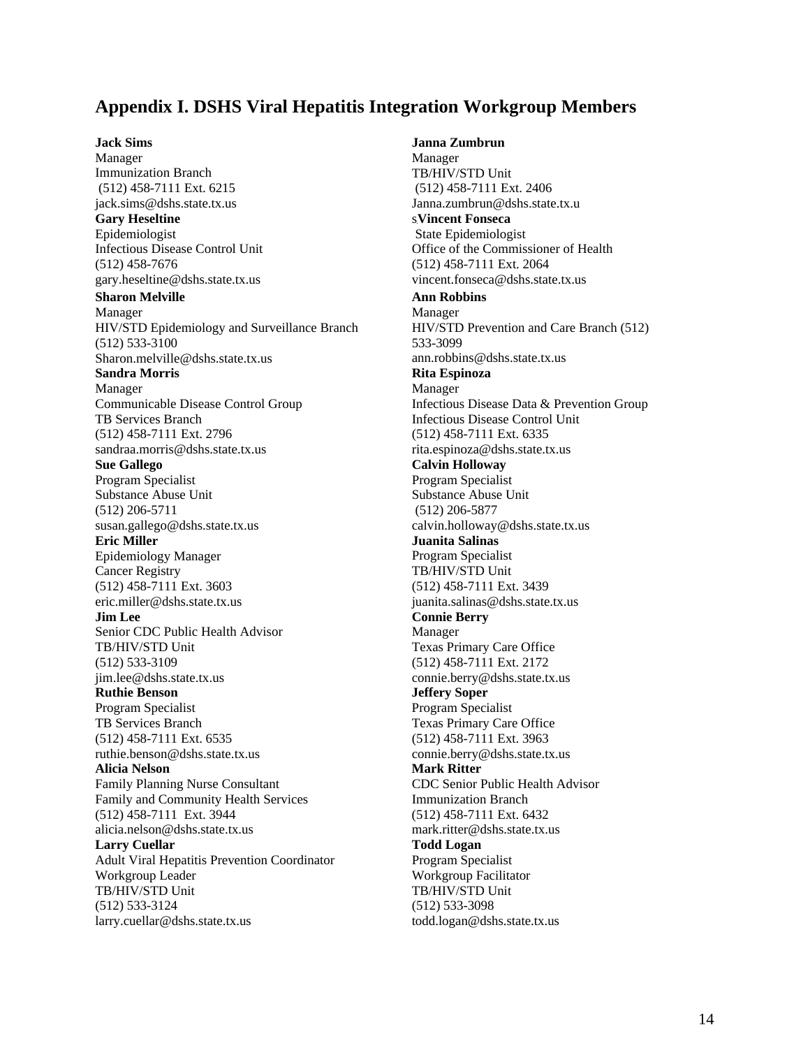## Appendix I. DSHS Viral Hepatitis Integration Workgroup Members

**Jack Sims**
Manager
Immunization Branch
(512) 458-7111 Ext. 6215
jack.sims@dshs.state.tx.us

**Gary Heseltine**
Epidemiologist
Infectious Disease Control Unit
(512) 458-7676
gary.heseltine@dshs.state.tx.us

**Sharon Melville**
Manager
HIV/STD Epidemiology and Surveillance Branch
(512) 533-3100
Sharon.melville@dshs.state.tx.us

**Sandra Morris**
Manager
Communicable Disease Control Group
TB Services Branch
(512) 458-7111 Ext. 2796
sandraa.morris@dshs.state.tx.us

**Sue Gallego**
Program Specialist
Substance Abuse Unit
(512) 206-5711
susan.gallego@dshs.state.tx.us

**Eric Miller**
Epidemiology Manager
Cancer Registry
(512) 458-7111 Ext. 3603
eric.miller@dshs.state.tx.us

**Jim Lee**
Senior CDC Public Health Advisor
TB/HIV/STD Unit
(512) 533-3109
jim.lee@dshs.state.tx.us

**Ruthie Benson**
Program Specialist
TB Services Branch
(512) 458-7111 Ext. 6535
ruthie.benson@dshs.state.tx.us

**Alicia Nelson**
Family Planning Nurse Consultant
Family and Community Health Services
(512) 458-7111 Ext. 3944
alicia.nelson@dshs.state.tx.us

**Larry Cuellar**
Adult Viral Hepatitis Prevention Coordinator
Workgroup Leader
TB/HIV/STD Unit
(512) 533-3124
larry.cuellar@dshs.state.tx.us

**Janna Zumbrun**
Manager
TB/HIV/STD Unit
(512) 458-7111 Ext. 2406
Janna.zumbrun@dshs.state.tx.us

**Vincent Fonseca**
State Epidemiologist
Office of the Commissioner of Health
(512) 458-7111 Ext. 2064
vincent.fonseca@dshs.state.tx.us

**Ann Robbins**
Manager
HIV/STD Prevention and Care Branch (512) 533-3099
ann.robbins@dshs.state.tx.us

**Rita Espinoza**
Manager
Infectious Disease Data & Prevention Group
Infectious Disease Control Unit
(512) 458-7111 Ext. 6335
rita.espinoza@dshs.state.tx.us

**Calvin Holloway**
Program Specialist
Substance Abuse Unit
(512) 206-5877
calvin.holloway@dshs.state.tx.us

**Juanita Salinas**
Program Specialist
TB/HIV/STD Unit
(512) 458-7111 Ext. 3439
juanita.salinas@dshs.state.tx.us

**Connie Berry**
Manager
Texas Primary Care Office
(512) 458-7111 Ext. 2172
connie.berry@dshs.state.tx.us

**Jeffery Soper**
Program Specialist
Texas Primary Care Office
(512) 458-7111 Ext. 3963
connie.berry@dshs.state.tx.us

**Mark Ritter**
CDC Senior Public Health Advisor
Immunization Branch
(512) 458-7111 Ext. 6432
mark.ritter@dshs.state.tx.us

**Todd Logan**
Program Specialist
Workgroup Facilitator
TB/HIV/STD Unit
(512) 533-3098
todd.logan@dshs.state.tx.us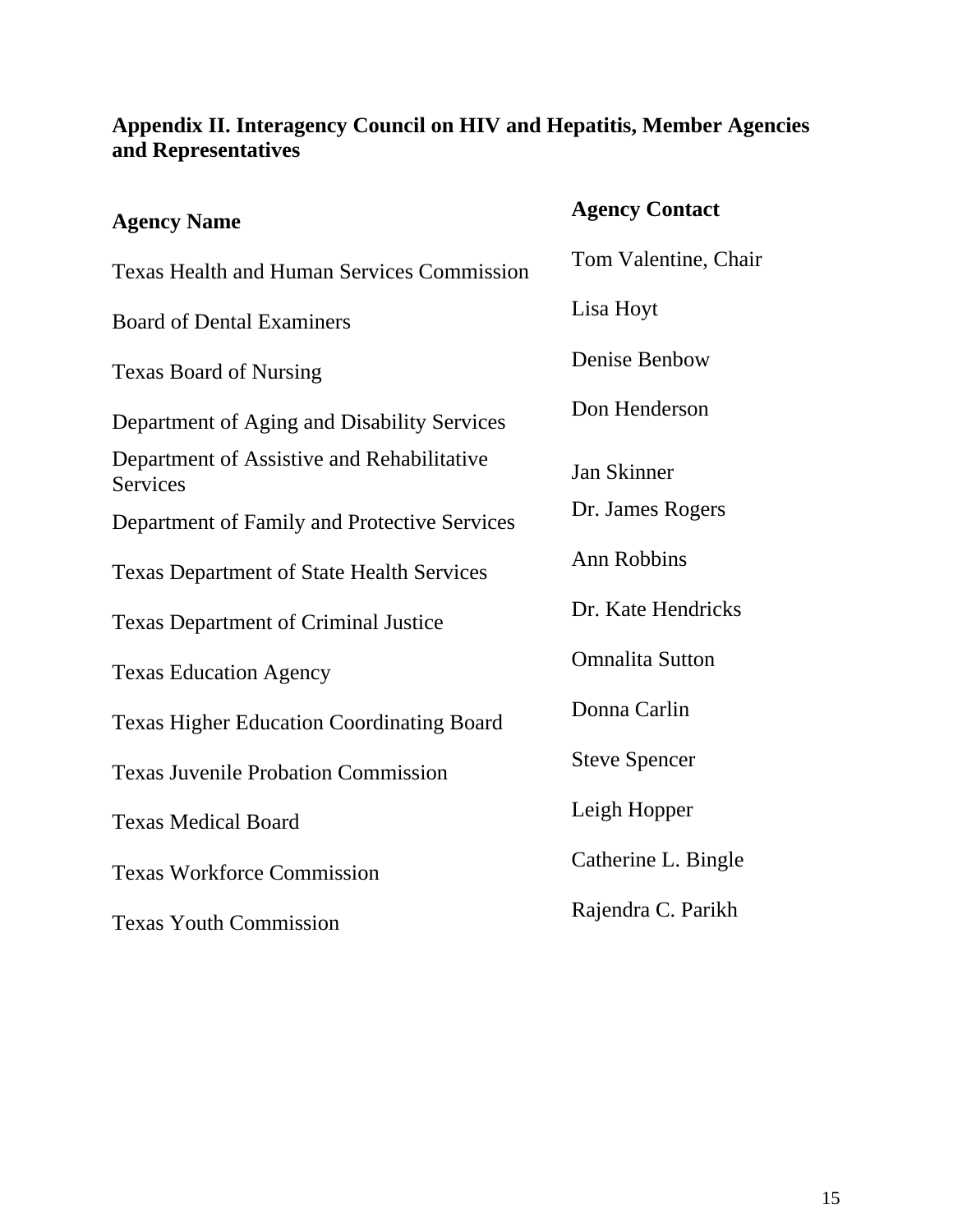## Appendix II. Interagency Council on HIV and Hepatitis, Member Agencies and Representatives

| Agency Name | Agency Contact |
| --- | --- |
| Texas Health and Human Services Commission | Tom Valentine, Chair |
| Board of Dental Examiners | Lisa Hoyt |
| Texas Board of Nursing | Denise Benbow |
| Department of Aging and Disability Services | Don Henderson |
| Department of Assistive and Rehabilitative Services | Jan Skinner |
| Department of Family and Protective Services | Dr. James Rogers |
| Texas Department of State Health Services | Ann Robbins |
| Texas Department of Criminal Justice | Dr. Kate Hendricks |
| Texas Education Agency | Omnalita Sutton |
| Texas Higher Education Coordinating Board | Donna Carlin |
| Texas Juvenile Probation Commission | Steve Spencer |
| Texas Medical Board | Leigh Hopper |
| Texas Workforce Commission | Catherine L. Bingle |
| Texas Youth Commission | Rajendra C. Parikh |